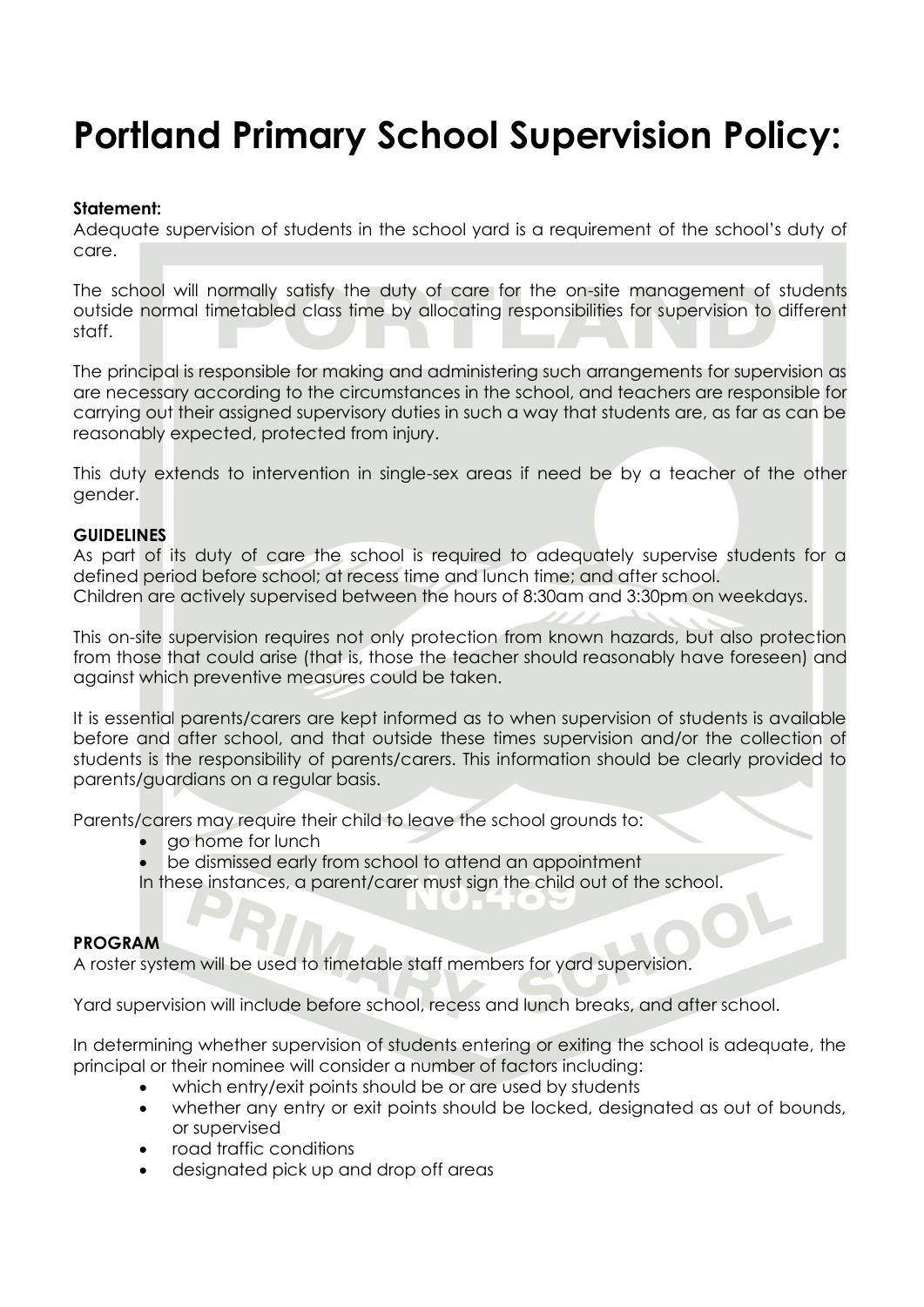# Portland Primary School Supervision Policy:

**Statement:**
Adequate supervision of students in the school yard is a requirement of the school's duty of care.

The school will normally satisfy the duty of care for the on-site management of students outside normal timetabled class time by allocating responsibilities for supervision to different staff.

The principal is responsible for making and administering such arrangements for supervision as are necessary according to the circumstances in the school, and teachers are responsible for carrying out their assigned supervisory duties in such a way that students are, as far as can be reasonably expected, protected from injury.

This duty extends to intervention in single-sex areas if need be by a teacher of the other gender.

**GUIDELINES**
As part of its duty of care the school is required to adequately supervise students for a defined period before school; at recess time and lunch time; and after school.
Children are actively supervised between the hours of 8:30am and 3:30pm on weekdays.

This on-site supervision requires not only protection from known hazards, but also protection from those that could arise (that is, those the teacher should reasonably have foreseen) and against which preventive measures could be taken.

It is essential parents/carers are kept informed as to when supervision of students is available before and after school, and that outside these times supervision and/or the collection of students is the responsibility of parents/carers. This information should be clearly provided to parents/guardians on a regular basis.

Parents/carers may require their child to leave the school grounds to:

- go home for lunch
- be dismissed early from school to attend an appointment

In these instances, a parent/carer must sign the child out of the school.

**PROGRAM**
A roster system will be used to timetable staff members for yard supervision.

Yard supervision will include before school, recess and lunch breaks, and after school.

In determining whether supervision of students entering or exiting the school is adequate, the principal or their nominee will consider a number of factors including:

- which entry/exit points should be or are used by students
- whether any entry or exit points should be locked, designated as out of bounds, or supervised
- road traffic conditions
- designated pick up and drop off areas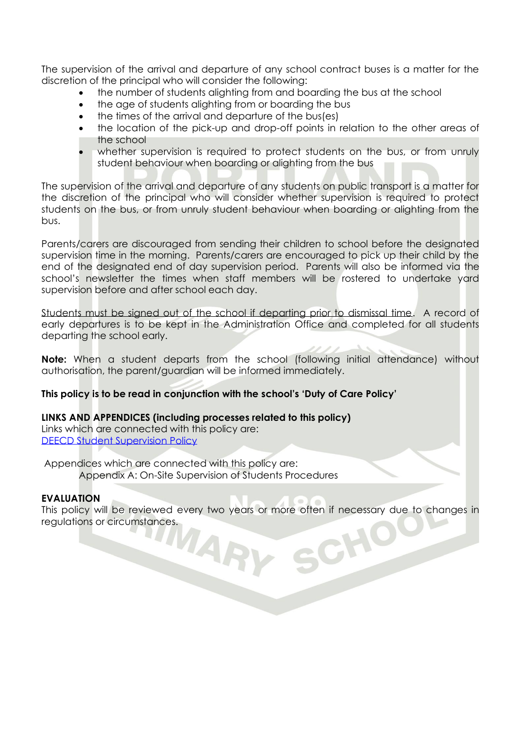The supervision of the arrival and departure of any school contract buses is a matter for the discretion of the principal who will consider the following:

- the number of students alighting from and boarding the bus at the school
- the age of students alighting from or boarding the bus
- the times of the arrival and departure of the bus(es)
- the location of the pick-up and drop-off points in relation to the other areas of the school
- whether supervision is required to protect students on the bus, or from unruly student behaviour when boarding or alighting from the bus

The supervision of the arrival and departure of any students on public transport is a matter for the discretion of the principal who will consider whether supervision is required to protect students on the bus, or from unruly student behaviour when boarding or alighting from the bus.

Parents/carers are discouraged from sending their children to school before the designated supervision time in the morning. Parents/carers are encouraged to pick up their child by the end of the designated end of day supervision period. Parents will also be informed via the school's newsletter the times when staff members will be rostered to undertake yard supervision before and after school each day.

Students must be signed out of the school if departing prior to dismissal time. A record of early departures is to be kept in the Administration Office and completed for all students departing the school early.

**Note:** When a student departs from the school (following initial attendance) without authorisation, the parent/guardian will be informed immediately.

**This policy is to be read in conjunction with the school's 'Duty of Care Policy'**

**LINKS AND APPENDICES (including processes related to this policy)**

Links which are connected with this policy are:
DEECD Student Supervision Policy

Appendices which are connected with this policy are:
Appendix A: On-Site Supervision of Students Procedures

**EVALUATION**

This policy will be reviewed every two years or more often if necessary due to changes in regulations or circumstances.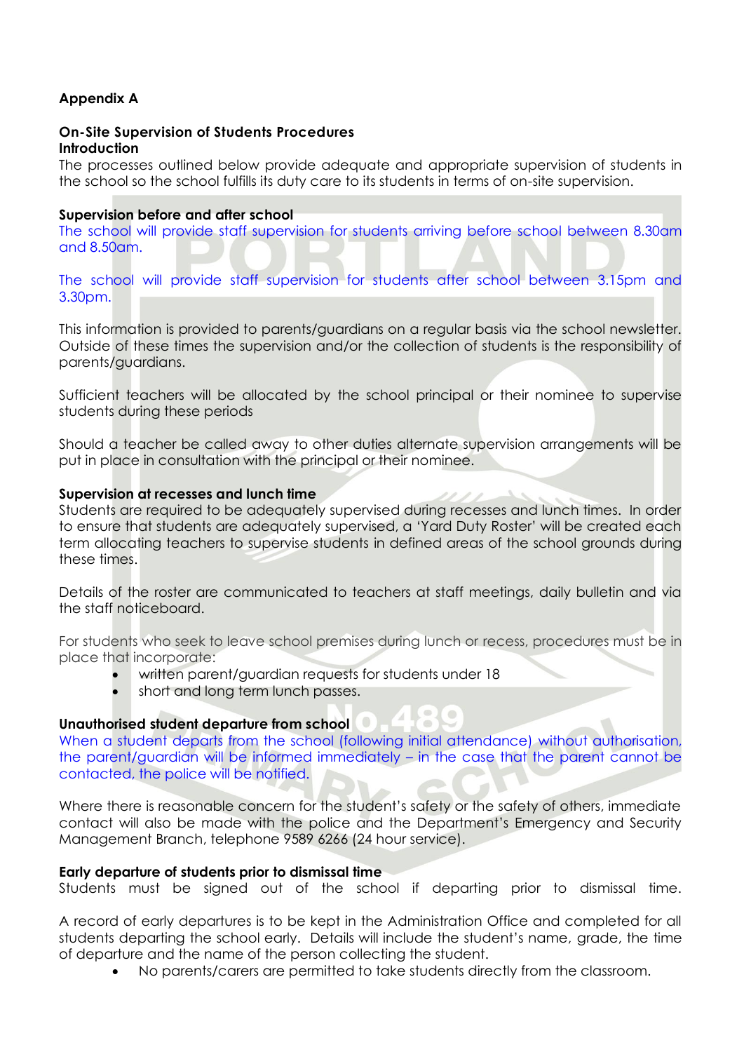**Appendix A**

**On-Site Supervision of Students Procedures**
**Introduction**
The processes outlined below provide adequate and appropriate supervision of students in the school so the school fulfills its duty care to its students in terms of on-site supervision.

**Supervision before and after school**
The school will provide staff supervision for students arriving before school between 8.30am and 8.50am.

The school will provide staff supervision for students after school between 3.15pm and 3.30pm.

This information is provided to parents/guardians on a regular basis via the school newsletter. Outside of these times the supervision and/or the collection of students is the responsibility of parents/guardians.

Sufficient teachers will be allocated by the school principal or their nominee to supervise students during these periods

Should a teacher be called away to other duties alternate supervision arrangements will be put in place in consultation with the principal or their nominee.

**Supervision at recesses and lunch time**
Students are required to be adequately supervised during recesses and lunch times. In order to ensure that students are adequately supervised, a 'Yard Duty Roster' will be created each term allocating teachers to supervise students in defined areas of the school grounds during these times.

Details of the roster are communicated to teachers at staff meetings, daily bulletin and via the staff noticeboard.

For students who seek to leave school premises during lunch or recess, procedures must be in place that incorporate:

- written parent/guardian requests for students under 18
- short and long term lunch passes.

**Unauthorised student departure from school**
When a student departs from the school (following initial attendance) without authorisation, the parent/guardian will be informed immediately – in the case that the parent cannot be contacted, the police will be notified.

Where there is reasonable concern for the student's safety or the safety of others, immediate contact will also be made with the police and the Department's Emergency and Security Management Branch, telephone 9589 6266 (24 hour service).

**Early departure of students prior to dismissal time**
Students must be signed out of the school if departing prior to dismissal time.

A record of early departures is to be kept in the Administration Office and completed for all students departing the school early. Details will include the student's name, grade, the time of departure and the name of the person collecting the student.

- No parents/carers are permitted to take students directly from the classroom.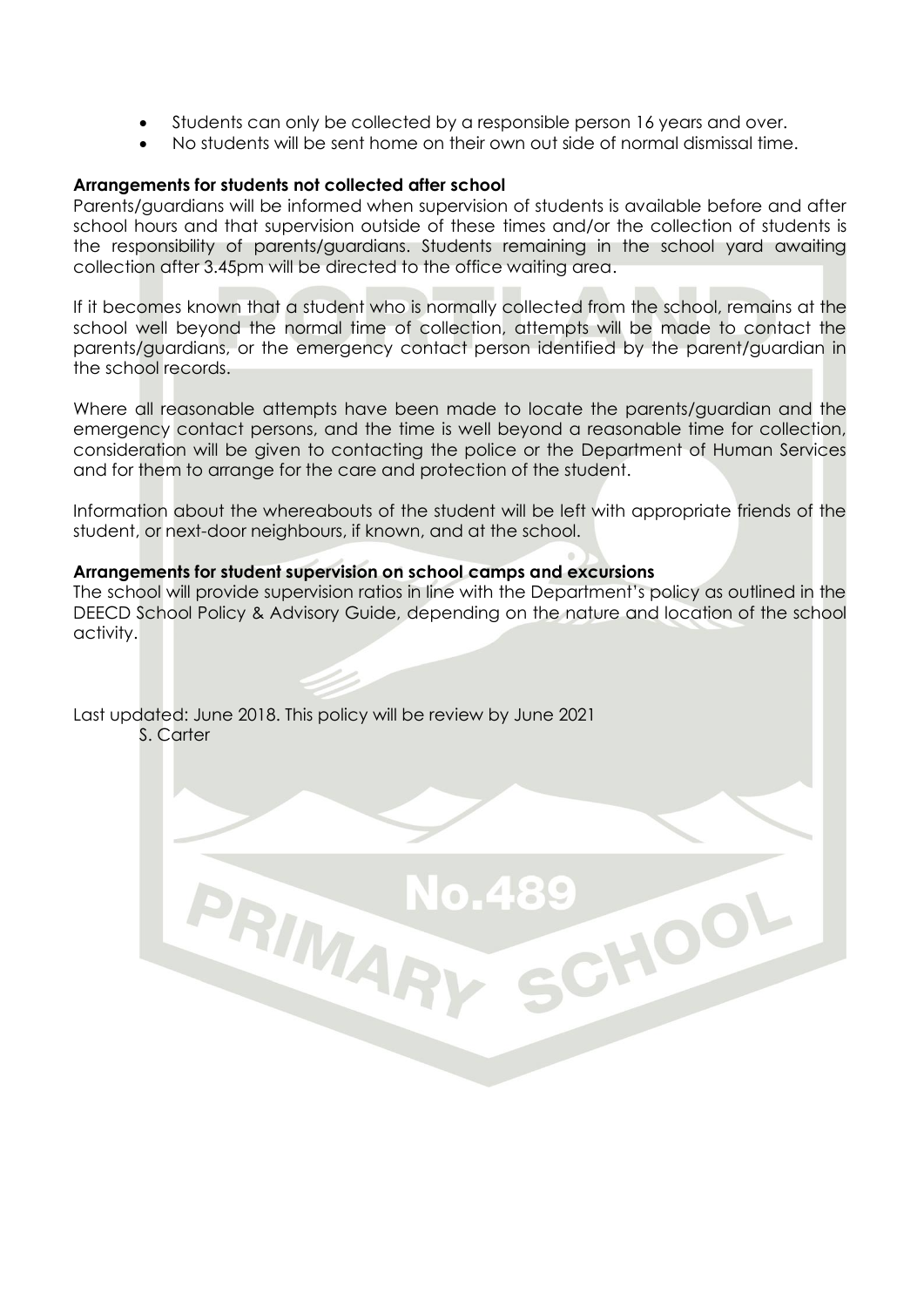- Students can only be collected by a responsible person 16 years and over.
- No students will be sent home on their own out side of normal dismissal time.

**Arrangements for students not collected after school**

Parents/guardians will be informed when supervision of students is available before and after school hours and that supervision outside of these times and/or the collection of students is the responsibility of parents/guardians. Students remaining in the school yard awaiting collection after 3.45pm will be directed to the office waiting area.

If it becomes known that a student who is normally collected from the school, remains at the school well beyond the normal time of collection, attempts will be made to contact the parents/guardians, or the emergency contact person identified by the parent/guardian in the school records.

Where all reasonable attempts have been made to locate the parents/guardian and the emergency contact persons, and the time is well beyond a reasonable time for collection, consideration will be given to contacting the police or the Department of Human Services and for them to arrange for the care and protection of the student.

Information about the whereabouts of the student will be left with appropriate friends of the student, or next-door neighbours, if known, and at the school.

**Arrangements for student supervision on school camps and excursions**

The school will provide supervision ratios in line with the Department's policy as outlined in the DEECD School Policy & Advisory Guide, depending on the nature and location of the school activity.

Last updated: June 2018. This policy will be review by June 2021

S. Carter